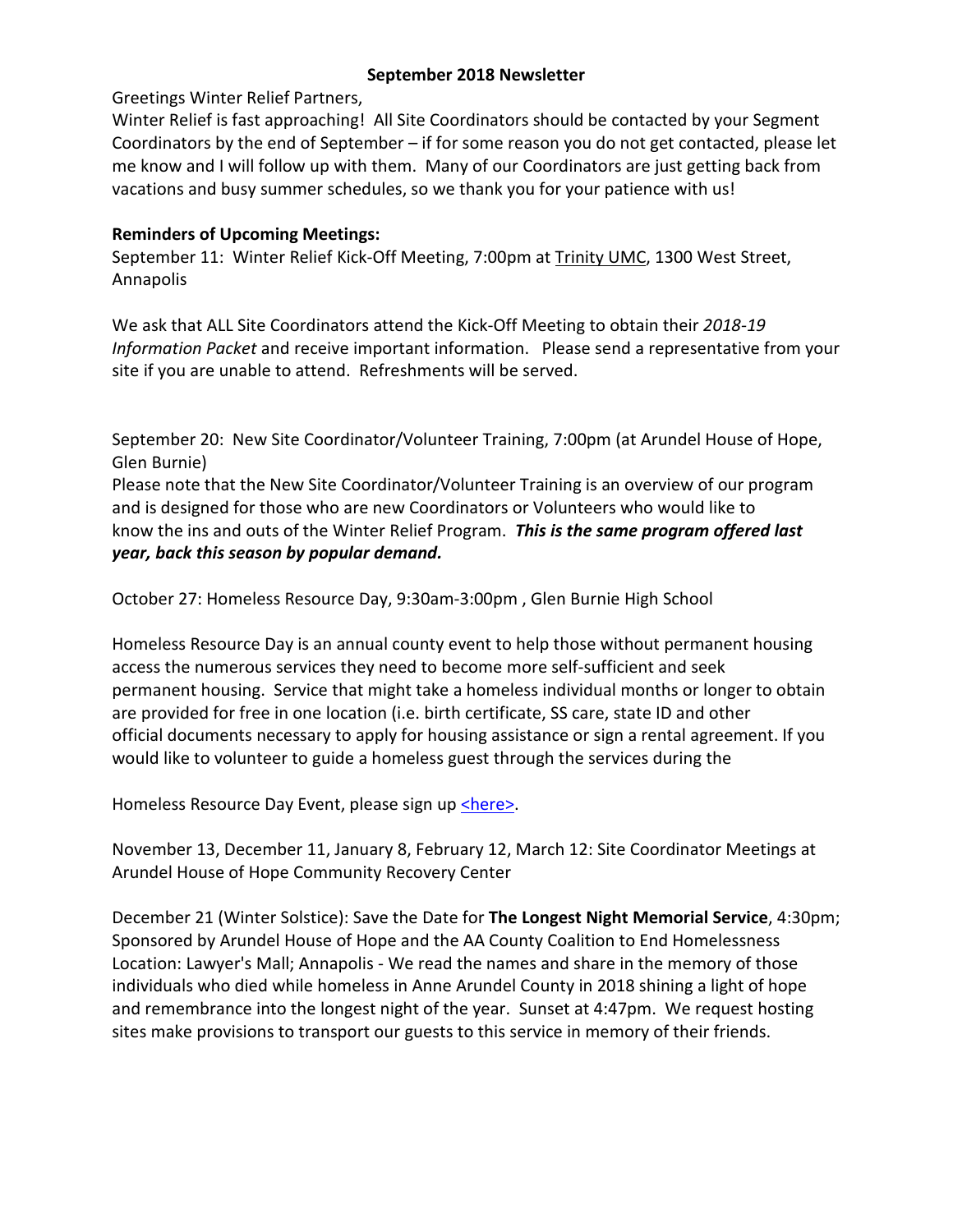**September 2018 Newsletter**

Greetings Winter Relief Partners,

Winter Relief is fast approaching! All Site Coordinators should be contacted by your Segment Coordinators by the end of September – if for some reason you do not get contacted, please let me know and I will follow up with them. Many of our Coordinators are just getting back from vacations and busy summer schedules, so we thank you for your patience with us!

**Reminders of Upcoming Meetings:**

September 11: Winter Relief Kick-Off Meeting, 7:00pm at Trinity UMC, 1300 West Street, Annapolis

We ask that ALL Site Coordinators attend the Kick-Off Meeting to obtain their *2018-19 Information Packet* and receive important information. Please send a representative from your site if you are unable to attend. Refreshments will be served.

September 20: New Site Coordinator/Volunteer Training, 7:00pm (at Arundel House of Hope, Glen Burnie)

Please note that the New Site Coordinator/Volunteer Training is an overview of our program and is designed for those who are new Coordinators or Volunteers who would like to know the ins and outs of the Winter Relief Program. ***This is the same program offered last year, back this season by popular demand.***

October 27: Homeless Resource Day, 9:30am-3:00pm , Glen Burnie High School

Homeless Resource Day is an annual county event to help those without permanent housing access the numerous services they need to become more self-sufficient and seek permanent housing. Service that might take a homeless individual months or longer to obtain are provided for free in one location (i.e. birth certificate, SS care, state ID and other official documents necessary to apply for housing assistance or sign a rental agreement. If you would like to volunteer to guide a homeless guest through the services during the

Homeless Resource Day Event, please sign up <here>.

November 13, December 11, January 8, February 12, March 12: Site Coordinator Meetings at Arundel House of Hope Community Recovery Center

December 21 (Winter Solstice): Save the Date for **The Longest Night Memorial Service**, 4:30pm; Sponsored by Arundel House of Hope and the AA County Coalition to End Homelessness Location: Lawyer's Mall; Annapolis - We read the names and share in the memory of those individuals who died while homeless in Anne Arundel County in 2018 shining a light of hope and remembrance into the longest night of the year. Sunset at 4:47pm. We request hosting sites make provisions to transport our guests to this service in memory of their friends.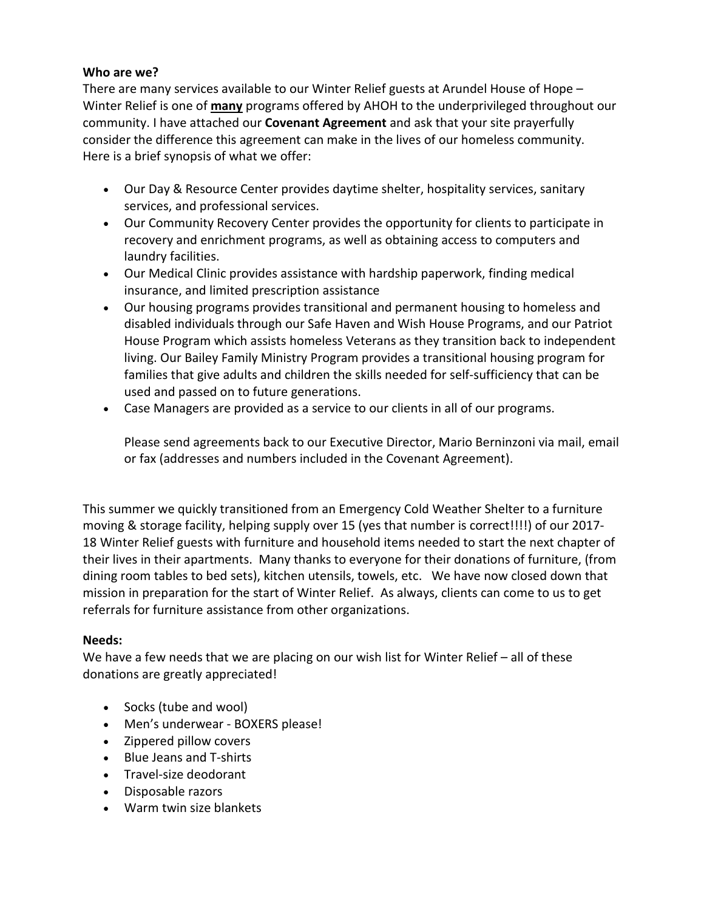**Who are we?**

There are many services available to our Winter Relief guests at Arundel House of Hope – Winter Relief is one of **<u>many</u>** programs offered by AHOH to the underprivileged throughout our community. I have attached our **Covenant Agreement** and ask that your site prayerfully consider the difference this agreement can make in the lives of our homeless community. Here is a brief synopsis of what we offer:

- Our Day & Resource Center provides daytime shelter, hospitality services, sanitary services, and professional services.
- Our Community Recovery Center provides the opportunity for clients to participate in recovery and enrichment programs, as well as obtaining access to computers and laundry facilities.
- Our Medical Clinic provides assistance with hardship paperwork, finding medical insurance, and limited prescription assistance
- Our housing programs provides transitional and permanent housing to homeless and disabled individuals through our Safe Haven and Wish House Programs, and our Patriot House Program which assists homeless Veterans as they transition back to independent living. Our Bailey Family Ministry Program provides a transitional housing program for families that give adults and children the skills needed for self-sufficiency that can be used and passed on to future generations.
- Case Managers are provided as a service to our clients in all of our programs.

  Please send agreements back to our Executive Director, Mario Berninzoni via mail, email or fax (addresses and numbers included in the Covenant Agreement).

This summer we quickly transitioned from an Emergency Cold Weather Shelter to a furniture moving & storage facility, helping supply over 15 (yes that number is correct!!!!) of our 2017-18 Winter Relief guests with furniture and household items needed to start the next chapter of their lives in their apartments. Many thanks to everyone for their donations of furniture, (from dining room tables to bed sets), kitchen utensils, towels, etc. We have now closed down that mission in preparation for the start of Winter Relief. As always, clients can come to us to get referrals for furniture assistance from other organizations.

**Needs:**

We have a few needs that we are placing on our wish list for Winter Relief – all of these donations are greatly appreciated!

- Socks (tube and wool)
- Men's underwear - BOXERS please!
- Zippered pillow covers
- Blue Jeans and T-shirts
- Travel-size deodorant
- Disposable razors
- Warm twin size blankets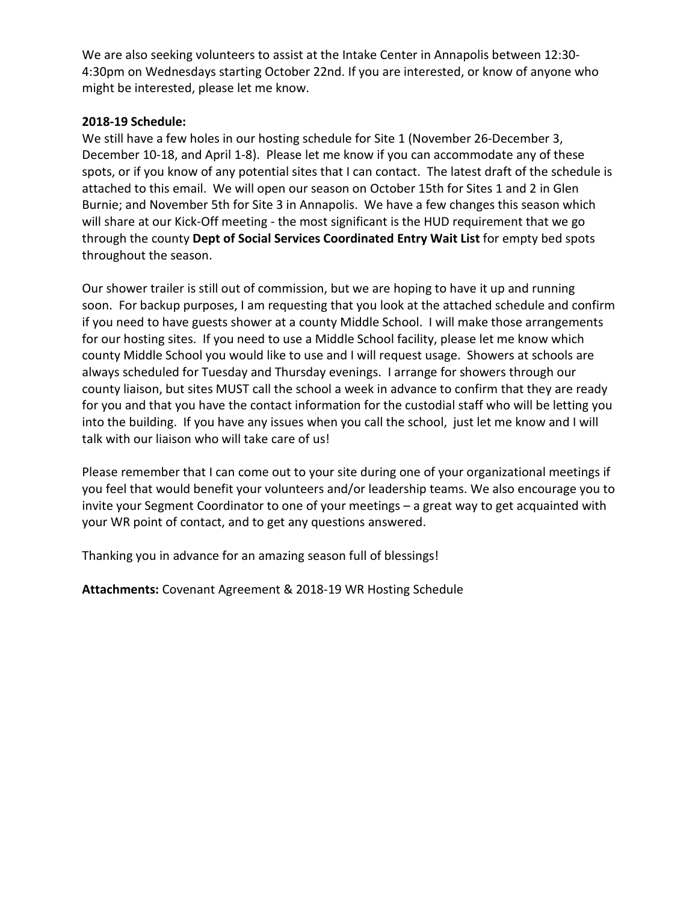We are also seeking volunteers to assist at the Intake Center in Annapolis between 12:30-4:30pm on Wednesdays starting October 22nd. If you are interested, or know of anyone who might be interested, please let me know.

**2018-19 Schedule:**
We still have a few holes in our hosting schedule for Site 1 (November 26-December 3, December 10-18, and April 1-8). Please let me know if you can accommodate any of these spots, or if you know of any potential sites that I can contact. The latest draft of the schedule is attached to this email. We will open our season on October 15th for Sites 1 and 2 in Glen Burnie; and November 5th for Site 3 in Annapolis. We have a few changes this season which will share at our Kick-Off meeting - the most significant is the HUD requirement that we go through the county **Dept of Social Services Coordinated Entry Wait List** for empty bed spots throughout the season.

Our shower trailer is still out of commission, but we are hoping to have it up and running soon. For backup purposes, I am requesting that you look at the attached schedule and confirm if you need to have guests shower at a county Middle School. I will make those arrangements for our hosting sites. If you need to use a Middle School facility, please let me know which county Middle School you would like to use and I will request usage. Showers at schools are always scheduled for Tuesday and Thursday evenings. I arrange for showers through our county liaison, but sites MUST call the school a week in advance to confirm that they are ready for you and that you have the contact information for the custodial staff who will be letting you into the building. If you have any issues when you call the school, just let me know and I will talk with our liaison who will take care of us!

Please remember that I can come out to your site during one of your organizational meetings if you feel that would benefit your volunteers and/or leadership teams. We also encourage you to invite your Segment Coordinator to one of your meetings – a great way to get acquainted with your WR point of contact, and to get any questions answered.

Thanking you in advance for an amazing season full of blessings!

**Attachments:** Covenant Agreement & 2018-19 WR Hosting Schedule